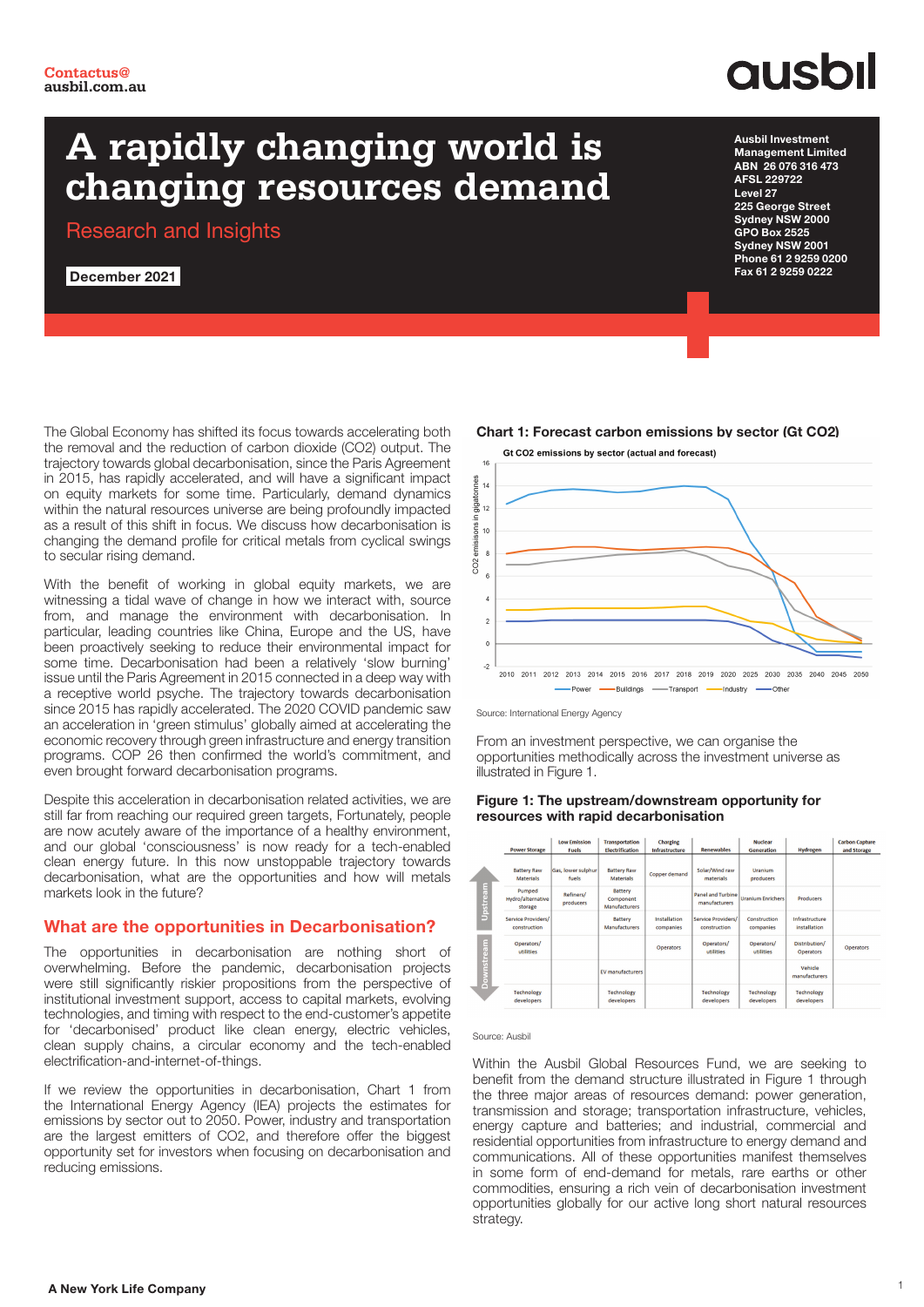Contactus@
ausbil.com.au

ausbil

# A rapidly changing world is changing resources demand

## Research and Insights

**December 2021**

**Ausbil Investment Management Limited**
**ABN 26 076 316 473**
**AFSL 229722**
**Level 27**
**225 George Street**
**Sydney NSW 2000**
**GPO Box 2525**
**Sydney NSW 2001**
**Phone 61 2 9259 0200**
**Fax 61 2 9259 0222**

The Global Economy has shifted its focus towards accelerating both the removal and the reduction of carbon dioxide ($CO_2$) output. The trajectory towards global decarbonisation, since the Paris Agreement in 2015, has rapidly accelerated, and will have a significant impact on equity markets for some time. Particularly, demand dynamics within the natural resources universe are being profoundly impacted as a result of this shift in focus. We discuss how decarbonisation is changing the demand profile for critical metals from cyclical swings to secular rising demand.

With the benefit of working in global equity markets, we are witnessing a tidal wave of change in how we interact with, source from, and manage the environment with decarbonisation. In particular, leading countries like China, Europe and the US, have been proactively seeking to reduce their environmental impact for some time. Decarbonisation had been a relatively 'slow burning' issue until the Paris Agreement in 2015 connected in a deep way with a receptive world psyche. The trajectory towards decarbonisation since 2015 has rapidly accelerated. The 2020 COVID pandemic saw an acceleration in 'green stimulus' globally aimed at accelerating the economic recovery through green infrastructure and energy transition programs. COP 26 then confirmed the world's commitment, and even brought forward decarbonisation programs.

Despite this acceleration in decarbonisation related activities, we are still far from reaching our required green targets, Fortunately, people are now acutely aware of the importance of a healthy environment, and our global 'consciousness' is now ready for a tech-enabled clean energy future. In this now unstoppable trajectory towards decarbonisation, what are the opportunities and how will metals markets look in the future?

## What are the opportunities in Decarbonisation?

The opportunities in decarbonisation are nothing short of overwhelming. Before the pandemic, decarbonisation projects were still significantly riskier propositions from the perspective of institutional investment support, access to capital markets, evolving technologies, and timing with respect to the end-customer's appetite for 'decarbonised' product like clean energy, electric vehicles, clean supply chains, a circular economy and the tech-enabled electrification-and-internet-of-things.

If we review the opportunities in decarbonisation, Chart 1 from the International Energy Agency (IEA) projects the estimates for emissions by sector out to 2050. Power, industry and transportation are the largest emitters of CO2, and therefore offer the biggest opportunity set for investors when focusing on decarbonisation and reducing emissions.

**Chart 1: Forecast carbon emissions by sector (Gt CO2)**

Gt CO2 emissions by sector (actual and forecast)

Source: International Energy Agency

From an investment perspective, we can organise the opportunities methodically across the investment universe as illustrated in Figure 1.

**Figure 1: The upstream/downstream opportunity for resources with rapid decarbonisation**

| | Power Storage | Low Emission Fuels | Transportation Electrification | Charging Infrastructure | Renewables | Nuclear Generation | Hydrogen | Carbon Capture and Storage |
|---|---|---|---|---|---|---|---|---|
| Upstream | Battery Raw Materials | Gas, lower sulphur fuels | Battery Raw Materials | Copper demand | Solar/Wind raw materials | Uranium producers | | |
| | Pumped Hydro/alternative storage | Refiners/ producers | Battery Component Manufacturers | | Panel and Turbine manufacturers | Uranium Enrichers | Producers | |
| | Service Providers/ construction | | Battery Manufacturers | Installation companies | Service Providers/ construction | Construction companies | Infrastructure installation | |
| Downstream | Operators/ utilities | | | Operators | Operators/ utilities | Operators/ utilities | Distribution/ Operators | Operators |
| | | | EV manufacturers | | | | Vehicle manufacturers | |
| | Technology developers | | Technology developers | | Technology developers | Technology developers | Technology developers | |

Source: Ausbil

Within the Ausbil Global Resources Fund, we are seeking to benefit from the demand structure illustrated in Figure 1 through the three major areas of resources demand: power generation, transmission and storage; transportation infrastructure, vehicles, energy capture and batteries; and industrial, commercial and residential opportunities from infrastructure to energy demand and communications. All of these opportunities manifest themselves in some form of end-demand for metals, rare earths or other commodities, ensuring a rich vein of decarbonisation investment opportunities globally for our active long short natural resources strategy.

A New York Life Company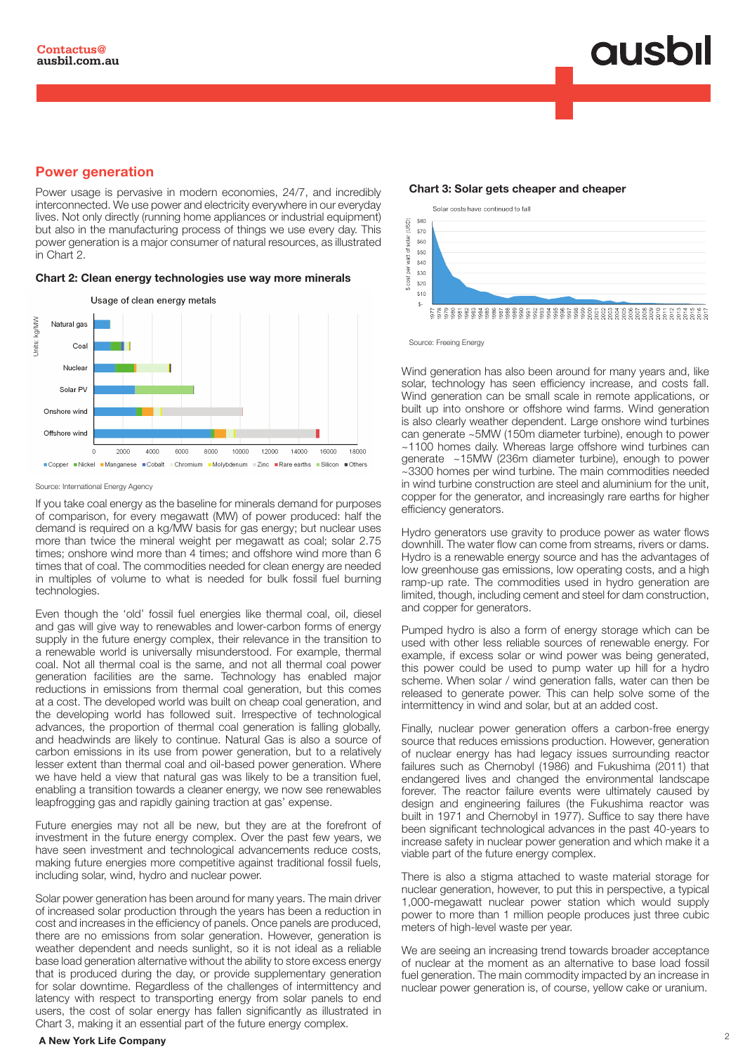## Power generation

Power usage is pervasive in modern economies, 24/7, and incredibly interconnected. We use power and electricity everywhere in our everyday lives. Not only directly (running home appliances or industrial equipment) but also in the manufacturing process of things we use every day. This power generation is a major consumer of natural resources, as illustrated in Chart 2.

**Chart 2: Clean energy technologies use way more minerals**

Usage of clean energy metals

Source: International Energy Agency

If you take coal energy as the baseline for minerals demand for purposes of comparison, for every megawatt (MW) of power produced: half the demand is required on a kg/MW basis for gas energy; but nuclear uses more than twice the mineral weight per megawatt as coal; solar 2.75 times; onshore wind more than 4 times; and offshore wind more than 6 times that of coal. The commodities needed for clean energy are needed in multiples of volume to what is needed for bulk fossil fuel burning technologies.

Even though the 'old' fossil fuel energies like thermal coal, oil, diesel and gas will give way to renewables and lower-carbon forms of energy supply in the future energy complex, their relevance in the transition to a renewable world is universally misunderstood. For example, thermal coal. Not all thermal coal is the same, and not all thermal coal power generation facilities are the same. Technology has enabled major reductions in emissions from thermal coal generation, but this comes at a cost. The developed world was built on cheap coal generation, and the developing world has followed suit. Irrespective of technological advances, the proportion of thermal coal generation is falling globally, and headwinds are likely to continue. Natural Gas is also a source of carbon emissions in its use from power generation, but to a relatively lesser extent than thermal coal and oil-based power generation. Where we have held a view that natural gas was likely to be a transition fuel, enabling a transition towards a cleaner energy, we now see renewables leapfrogging gas and rapidly gaining traction at gas' expense.

Future energies may not all be new, but they are at the forefront of investment in the future energy complex. Over the past few years, we have seen investment and technological advancements reduce costs, making future energies more competitive against traditional fossil fuels, including solar, wind, hydro and nuclear power.

Solar power generation has been around for many years. The main driver of increased solar production through the years has been a reduction in cost and increases in the efficiency of panels. Once panels are produced, there are no emissions from solar generation. However, generation is weather dependent and needs sunlight, so it is not ideal as a reliable base load generation alternative without the ability to store excess energy that is produced during the day, or provide supplementary generation for solar downtime. Regardless of the challenges of intermittency and latency with respect to transporting energy from solar panels to end users, the cost of solar energy has fallen significantly as illustrated in Chart 3, making it an essential part of the future energy complex.

**Chart 3: Solar gets cheaper and cheaper**

Solar costs have continued to fall

Source: Freeing Energy

Wind generation has also been around for many years and, like solar, technology has seen efficiency increase, and costs fall. Wind generation can be small scale in remote applications, or built up into onshore or offshore wind farms. Wind generation is also clearly weather dependent. Large onshore wind turbines can generate ~5MW (150m diameter turbine), enough to power ~1100 homes daily. Whereas large offshore wind turbines can generate ~15MW (236m diameter turbine), enough to power ~3300 homes per wind turbine. The main commodities needed in wind turbine construction are steel and aluminium for the unit, copper for the generator, and increasingly rare earths for higher efficiency generators.

Hydro generators use gravity to produce power as water flows downhill. The water flow can come from streams, rivers or dams. Hydro is a renewable energy source and has the advantages of low greenhouse gas emissions, low operating costs, and a high ramp-up rate. The commodities used in hydro generation are limited, though, including cement and steel for dam construction, and copper for generators.

Pumped hydro is also a form of energy storage which can be used with other less reliable sources of renewable energy. For example, if excess solar or wind power was being generated, this power could be used to pump water up hill for a hydro scheme. When solar / wind generation falls, water can then be released to generate power. This can help solve some of the intermittency in wind and solar, but at an added cost.

Finally, nuclear power generation offers a carbon-free energy source that reduces emissions production. However, generation of nuclear energy has had legacy issues surrounding reactor failures such as Chernobyl (1986) and Fukushima (2011) that endangered lives and changed the environmental landscape forever. The reactor failure events were ultimately caused by design and engineering failures (the Fukushima reactor was built in 1971 and Chernobyl in 1977). Suffice to say there have been significant technological advances in the past 40-years to increase safety in nuclear power generation and which make it a viable part of the future energy complex.

There is also a stigma attached to waste material storage for nuclear generation, however, to put this in perspective, a typical 1,000-megawatt nuclear power station which would supply power to more than 1 million people produces just three cubic meters of high-level waste per year.

We are seeing an increasing trend towards broader acceptance of nuclear at the moment as an alternative to base load fossil fuel generation. The main commodity impacted by an increase in nuclear power generation is, of course, yellow cake or uranium.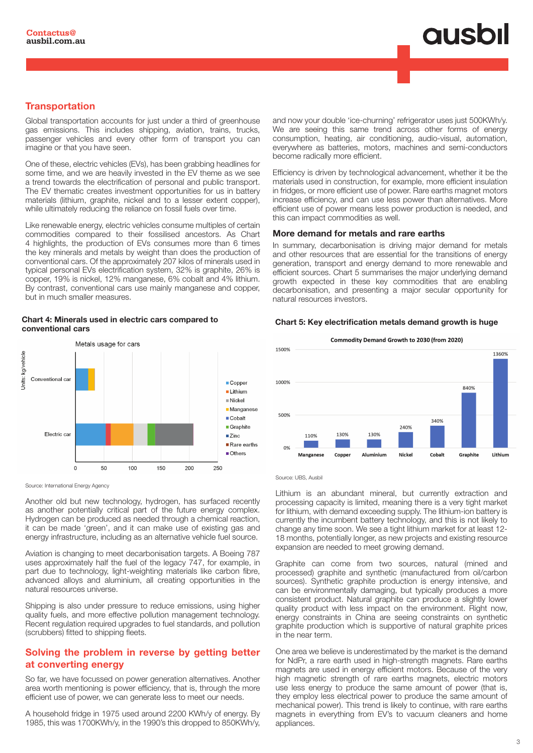## Transportation

Global transportation accounts for just under a third of greenhouse gas emissions. This includes shipping, aviation, trains, trucks, passenger vehicles and every other form of transport you can imagine or that you have seen.

One of these, electric vehicles (EVs), has been grabbing headlines for some time, and we are heavily invested in the EV theme as we see a trend towards the electrification of personal and public transport. The EV thematic creates investment opportunities for us in battery materials (lithium, graphite, nickel and to a lesser extent copper), while ultimately reducing the reliance on fossil fuels over time.

Like renewable energy, electric vehicles consume multiples of certain commodities compared to their fossilised ancestors. As Chart 4 highlights, the production of EVs consumes more than 6 times the key minerals and metals by weight than does the production of conventional cars. Of the approximately 207 kilos of minerals used in typical personal EVs electrification system, 32% is graphite, 26% is copper, 19% is nickel, 12% manganese, 6% cobalt and 4% lithium. By contrast, conventional cars use mainly manganese and copper, but in much smaller measures.

**Chart 4: Minerals used in electric cars compared to conventional cars**

Source: International Energy Agency

Another old but new technology, hydrogen, has surfaced recently as another potentially critical part of the future energy complex. Hydrogen can be produced as needed through a chemical reaction, it can be made 'green', and it can make use of existing gas and energy infrastructure, including as an alternative vehicle fuel source.

Aviation is changing to meet decarbonisation targets. A Boeing 787 uses approximately half the fuel of the legacy 747, for example, in part due to technology, light-weighting materials like carbon fibre, advanced alloys and aluminium, all creating opportunities in the natural resources universe.

Shipping is also under pressure to reduce emissions, using higher quality fuels, and more effective pollution management technology. Recent regulation required upgrades to fuel standards, and pollution (scrubbers) fitted to shipping fleets.

## Solving the problem in reverse by getting better at converting energy

So far, we have focussed on power generation alternatives. Another area worth mentioning is power efficiency, that is, through the more efficient use of power, we can generate less to meet our needs.

A household fridge in 1975 used around 2200 KWh/y of energy. By 1985, this was 1700KWh/y, in the 1990's this dropped to 850KWh/y, and now your double 'ice-churning' refrigerator uses just 500KWh/y. We are seeing this same trend across other forms of energy consumption, heating, air conditioning, audio-visual, automation, everywhere as batteries, motors, machines and semi-conductors become radically more efficient.

Efficiency is driven by technological advancement, whether it be the materials used in construction, for example, more efficient insulation in fridges, or more efficient use of power. Rare earths magnet motors increase efficiency, and can use less power than alternatives. More efficient use of power means less power production is needed, and this can impact commodities as well.

### More demand for metals and rare earths

In summary, decarbonisation is driving major demand for metals and other resources that are essential for the transitions of energy generation, transport and energy demand to more renewable and efficient sources. Chart 5 summarises the major underlying demand growth expected in these key commodities that are enabling decarbonisation, and presenting a major secular opportunity for natural resources investors.

**Chart 5: Key electrification metals demand growth is huge**

Source: UBS, Ausbil

Lithium is an abundant mineral, but currently extraction and processing capacity is limited, meaning there is a very tight market for lithium, with demand exceeding supply. The lithium-ion battery is currently the incumbent battery technology, and this is not likely to change any time soon. We see a tight lithium market for at least 12-18 months, potentially longer, as new projects and existing resource expansion are needed to meet growing demand.

Graphite can come from two sources, natural (mined and processed) graphite and synthetic (manufactured from oil/carbon sources). Synthetic graphite production is energy intensive, and can be environmentally damaging, but typically produces a more consistent product. Natural graphite can produce a slightly lower quality product with less impact on the environment. Right now, energy constraints in China are seeing constraints on synthetic graphite production which is supportive of natural graphite prices in the near term.

One area we believe is underestimated by the market is the demand for NdPr, a rare earth used in high-strength magnets. Rare earths magnets are used in energy efficient motors. Because of the very high magnetic strength of rare earths magnets, electric motors use less energy to produce the same amount of power (that is, they employ less electrical power to produce the same amount of mechanical power). This trend is likely to continue, with rare earths magnets in everything from EV's to vacuum cleaners and home appliances.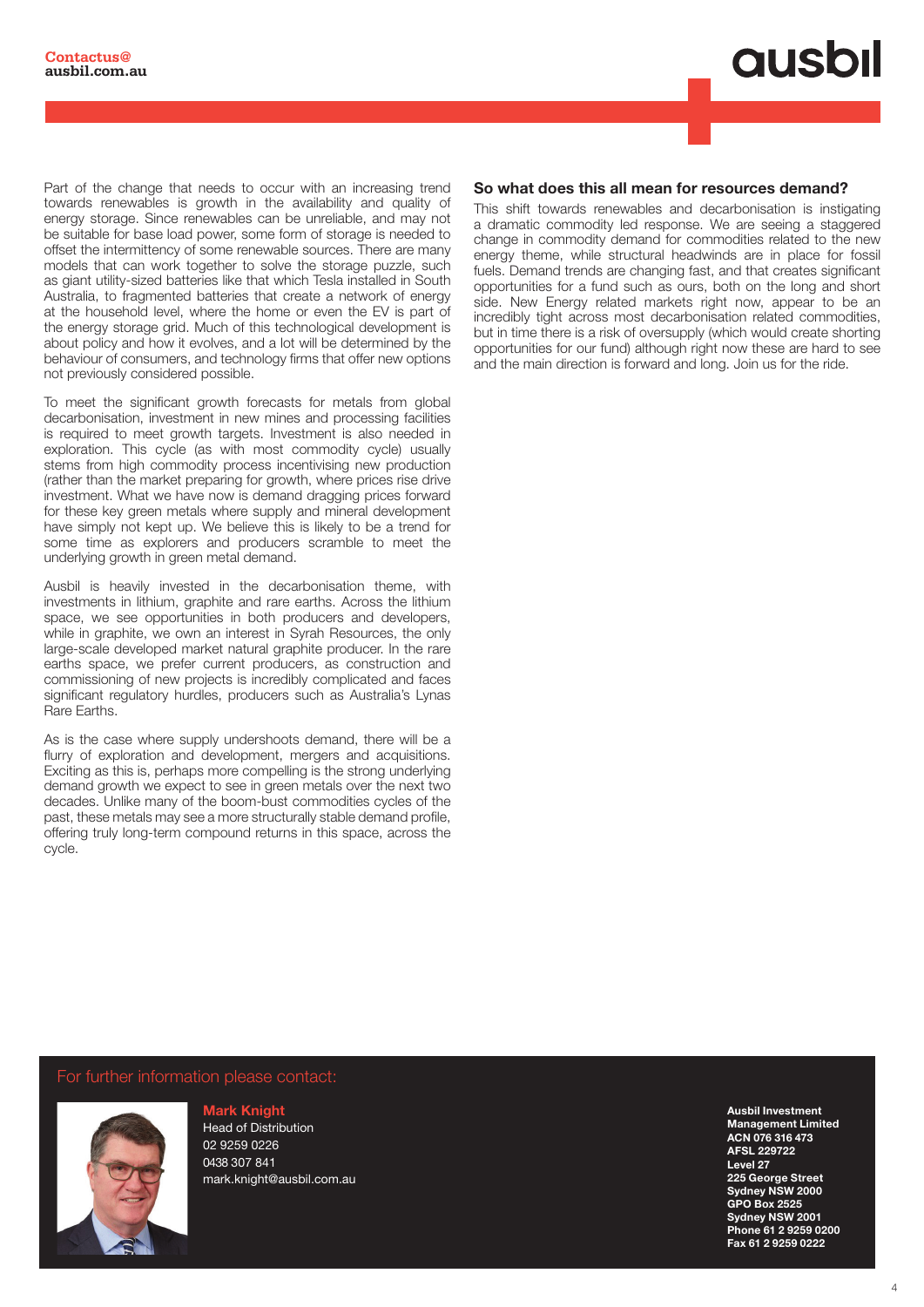Part of the change that needs to occur with an increasing trend towards renewables is growth in the availability and quality of energy storage. Since renewables can be unreliable, and may not be suitable for base load power, some form of storage is needed to offset the intermittency of some renewable sources. There are many models that can work together to solve the storage puzzle, such as giant utility-sized batteries like that which Tesla installed in South Australia, to fragmented batteries that create a network of energy at the household level, where the home or even the EV is part of the energy storage grid. Much of this technological development is about policy and how it evolves, and a lot will be determined by the behaviour of consumers, and technology firms that offer new options not previously considered possible.

To meet the significant growth forecasts for metals from global decarbonisation, investment in new mines and processing facilities is required to meet growth targets. Investment is also needed in exploration. This cycle (as with most commodity cycle) usually stems from high commodity process incentivising new production (rather than the market preparing for growth, where prices rise drive investment. What we have now is demand dragging prices forward for these key green metals where supply and mineral development have simply not kept up. We believe this is likely to be a trend for some time as explorers and producers scramble to meet the underlying growth in green metal demand.

Ausbil is heavily invested in the decarbonisation theme, with investments in lithium, graphite and rare earths. Across the lithium space, we see opportunities in both producers and developers, while in graphite, we own an interest in Syrah Resources, the only large-scale developed market natural graphite producer. In the rare earths space, we prefer current producers, as construction and commissioning of new projects is incredibly complicated and faces significant regulatory hurdles, producers such as Australia's Lynas Rare Earths.

As is the case where supply undershoots demand, there will be a flurry of exploration and development, mergers and acquisitions. Exciting as this is, perhaps more compelling is the strong underlying demand growth we expect to see in green metals over the next two decades. Unlike many of the boom-bust commodities cycles of the past, these metals may see a more structurally stable demand profile, offering truly long-term compound returns in this space, across the cycle.

### So what does this all mean for resources demand?

This shift towards renewables and decarbonisation is instigating a dramatic commodity led response. We are seeing a staggered change in commodity demand for commodities related to the new energy theme, while structural headwinds are in place for fossil fuels. Demand trends are changing fast, and that creates significant opportunities for a fund such as ours, both on the long and short side. New Energy related markets right now, appear to be an incredibly tight across most decarbonisation related commodities, but in time there is a risk of oversupply (which would create shorting opportunities for our fund) although right now these are hard to see and the main direction is forward and long. Join us for the ride.

For further information please contact:

**Mark Knight**
Head of Distribution
02 9259 0226
0438 307 841
mark.knight@ausbil.com.au

**Ausbil Investment Management Limited**
**ACN 076 316 473**
**AFSL 229722**
**Level 27**
**225 George Street**
**Sydney NSW 2000**
**GPO Box 2525**
**Sydney NSW 2001**
**Phone 61 2 9259 0200**
**Fax 61 2 9259 0222**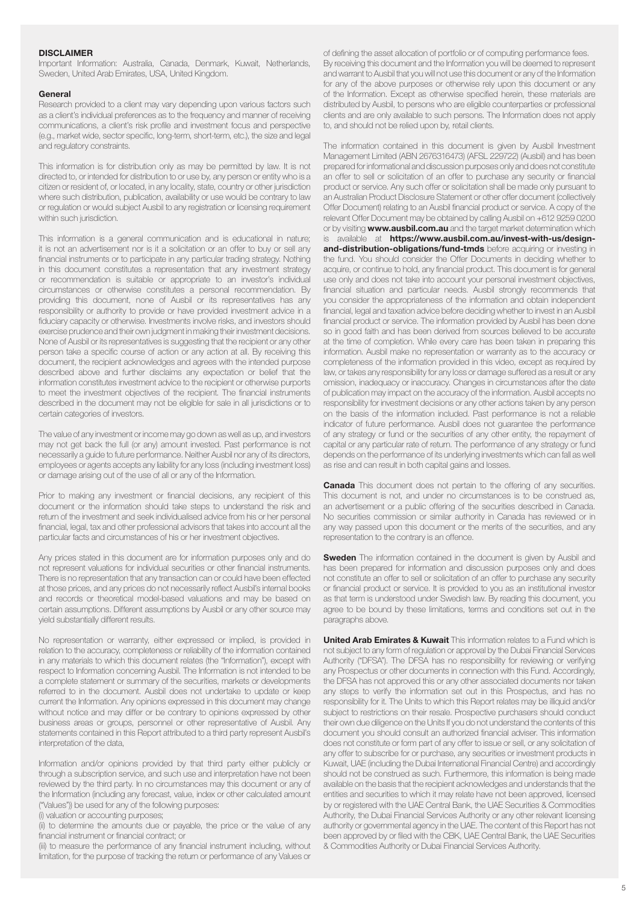## DISCLAIMER

Important Information: Australia, Canada, Denmark, Kuwait, Netherlands, Sweden, United Arab Emirates, USA, United Kingdom.

### General

Research provided to a client may vary depending upon various factors such as a client's individual preferences as to the frequency and manner of receiving communications, a client's risk profile and investment focus and perspective (e.g., market wide, sector specific, long-term, short-term, etc.), the size and legal and regulatory constraints.

This information is for distribution only as may be permitted by law. It is not directed to, or intended for distribution to or use by, any person or entity who is a citizen or resident of, or located, in any locality, state, country or other jurisdiction where such distribution, publication, availability or use would be contrary to law or regulation or would subject Ausbil to any registration or licensing requirement within such jurisdiction.

This information is a general communication and is educational in nature; it is not an advertisement nor is it a solicitation or an offer to buy or sell any financial instruments or to participate in any particular trading strategy. Nothing in this document constitutes a representation that any investment strategy or recommendation is suitable or appropriate to an investor's individual circumstances or otherwise constitutes a personal recommendation. By providing this document, none of Ausbil or its representatives has any responsibility or authority to provide or have provided investment advice in a fiduciary capacity or otherwise. Investments involve risks, and investors should exercise prudence and their own judgment in making their investment decisions. None of Ausbil or its representatives is suggesting that the recipient or any other person take a specific course of action or any action at all. By receiving this document, the recipient acknowledges and agrees with the intended purpose described above and further disclaims any expectation or belief that the information constitutes investment advice to the recipient or otherwise purports to meet the investment objectives of the recipient. The financial instruments described in the document may not be eligible for sale in all jurisdictions or to certain categories of investors.

The value of any investment or income may go down as well as up, and investors may not get back the full (or any) amount invested. Past performance is not necessarily a guide to future performance. Neither Ausbil nor any of its directors, employees or agents accepts any liability for any loss (including investment loss) or damage arising out of the use of all or any of the Information.

Prior to making any investment or financial decisions, any recipient of this document or the information should take steps to understand the risk and return of the investment and seek individualised advice from his or her personal financial, legal, tax and other professional advisors that takes into account all the particular facts and circumstances of his or her investment objectives.

Any prices stated in this document are for information purposes only and do not represent valuations for individual securities or other financial instruments. There is no representation that any transaction can or could have been effected at those prices, and any prices do not necessarily reflect Ausbil's internal books and records or theoretical model-based valuations and may be based on certain assumptions. Different assumptions by Ausbil or any other source may yield substantially different results.

No representation or warranty, either expressed or implied, is provided in relation to the accuracy, completeness or reliability of the information contained in any materials to which this document relates (the "Information"), except with respect to Information concerning Ausbil. The Information is not intended to be a complete statement or summary of the securities, markets or developments referred to in the document. Ausbil does not undertake to update or keep current the Information. Any opinions expressed in this document may change without notice and may differ or be contrary to opinions expressed by other business areas or groups, personnel or other representative of Ausbil. Any statements contained in this Report attributed to a third party represent Ausbil's interpretation of the data,

Information and/or opinions provided by that third party either publicly or through a subscription service, and such use and interpretation have not been reviewed by the third party. In no circumstances may this document or any of the Information (including any forecast, value, index or other calculated amount ("Values")) be used for any of the following purposes:

(i) valuation or accounting purposes;

(ii) to determine the amounts due or payable, the price or the value of any financial instrument or financial contract; or

(iii) to measure the performance of any financial instrument including, without limitation, for the purpose of tracking the return or performance of any Values or of defining the asset allocation of portfolio or of computing performance fees. By receiving this document and the Information you will be deemed to represent and warrant to Ausbil that you will not use this document or any of the Information for any of the above purposes or otherwise rely upon this document or any of the Information. Except as otherwise specified herein, these materials are distributed by Ausbil, to persons who are eligible counterparties or professional clients and are only available to such persons. The Information does not apply to, and should not be relied upon by, retail clients.

The information contained in this document is given by Ausbil Investment Management Limited (ABN 2676316473) (AFSL 229722) (Ausbil) and has been prepared for informational and discussion purposes only and does not constitute an offer to sell or solicitation of an offer to purchase any security or financial product or service. Any such offer or solicitation shall be made only pursuant to an Australian Product Disclosure Statement or other offer document (collectively Offer Document) relating to an Ausbil financial product or service. A copy of the relevant Offer Document may be obtained by calling Ausbil on +612 9259 0200 or by visiting **www.ausbil.com.au** and the target market determination which is available at **https://www.ausbil.com.au/invest-with-us/design-and-distribution-obligations/fund-tmds** before acquiring or investing in the fund. You should consider the Offer Documents in deciding whether to acquire, or continue to hold, any financial product. This document is for general use only and does not take into account your personal investment objectives, financial situation and particular needs. Ausbil strongly recommends that you consider the appropriateness of the information and obtain independent financial, legal and taxation advice before deciding whether to invest in an Ausbil financial product or service. The information provided by Ausbil has been done so in good faith and has been derived from sources believed to be accurate at the time of completion. While every care has been taken in preparing this information. Ausbil make no representation or warranty as to the accuracy or completeness of the information provided in this video, except as required by law, or takes any responsibility for any loss or damage suffered as a result or any omission, inadequacy or inaccuracy. Changes in circumstances after the date of publication may impact on the accuracy of the information. Ausbil accepts no responsibility for investment decisions or any other actions taken by any person on the basis of the information included. Past performance is not a reliable indicator of future performance. Ausbil does not guarantee the performance of any strategy or fund or the securities of any other entity, the repayment of capital or any particular rate of return. The performance of any strategy or fund depends on the performance of its underlying investments which can fall as well as rise and can result in both capital gains and losses.

**Canada** This document does not pertain to the offering of any securities. This document is not, and under no circumstances is to be construed as, an advertisement or a public offering of the securities described in Canada. No securities commission or similar authority in Canada has reviewed or in any way passed upon this document or the merits of the securities, and any representation to the contrary is an offence.

**Sweden** The information contained in the document is given by Ausbil and has been prepared for information and discussion purposes only and does not constitute an offer to sell or solicitation of an offer to purchase any security or financial product or service. It is provided to you as an institutional investor as that term is understood under Swedish law. By reading this document, you agree to be bound by these limitations, terms and conditions set out in the paragraphs above.

**United Arab Emirates & Kuwait** This information relates to a Fund which is not subject to any form of regulation or approval by the Dubai Financial Services Authority ("DFSA"). The DFSA has no responsibility for reviewing or verifying any Prospectus or other documents in connection with this Fund. Accordingly, the DFSA has not approved this or any other associated documents nor taken any steps to verify the information set out in this Prospectus, and has no responsibility for it. The Units to which this Report relates may be illiquid and/or subject to restrictions on their resale. Prospective purchasers should conduct their own due diligence on the Units If you do not understand the contents of this document you should consult an authorized financial adviser. This information does not constitute or form part of any offer to issue or sell, or any solicitation of any offer to subscribe for or purchase, any securities or investment products in Kuwait, UAE (including the Dubai International Financial Centre) and accordingly should not be construed as such. Furthermore, this information is being made available on the basis that the recipient acknowledges and understands that the entities and securities to which it may relate have not been approved, licensed by or registered with the UAE Central Bank, the UAE Securities & Commodities Authority, the Dubai Financial Services Authority or any other relevant licensing authority or governmental agency in the UAE. The content of this Report has not been approved by or filed with the CBK, UAE Central Bank, the UAE Securities & Commodities Authority or Dubai Financial Services Authority.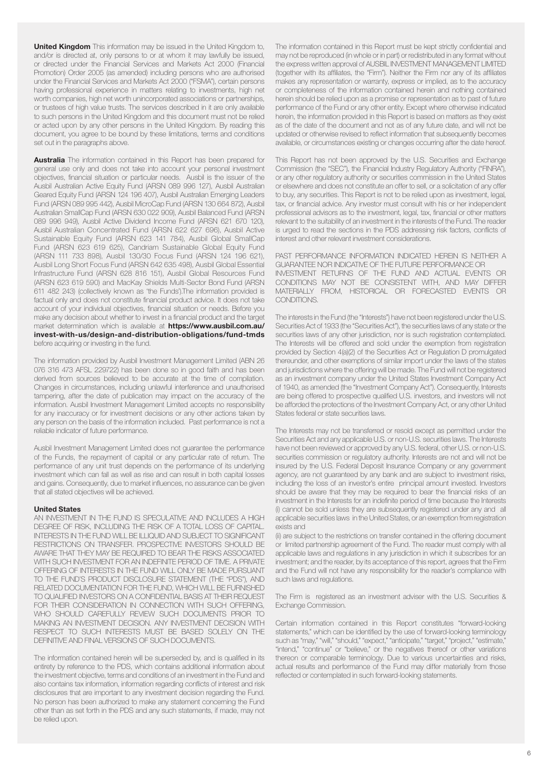**United Kingdom** This information may be issued in the United Kingdom to, and/or is directed at, only persons to or at whom it may lawfully be issued, or directed under the Financial Services and Markets Act 2000 (Financial Promotion) Order 2005 (as amended) including persons who are authorised under the Financial Services and Markets Act 2000 ("FSMA"), certain persons having professional experience in matters relating to investments, high net worth companies, high net worth unincorporated associations or partnerships, or trustees of high value trusts. The services described in it are only available to such persons in the United Kingdom and this document must not be relied or acted upon by any other persons in the United Kingdom. By reading this document, you agree to be bound by these limitations, terms and conditions set out in the paragraphs above.

**Australia** The information contained in this Report has been prepared for general use only and does not take into account your personal investment objectives, financial situation or particular needs. Ausbil is the issuer of the Ausbil Australian Active Equity Fund (ARSN 089 996 127), Ausbil Australian Geared Equity Fund (ARSN 124 196 407), Ausbil Australian Emerging Leaders Fund (ARSN 089 995 442), Ausbil MicroCap Fund (ARSN 130 664 872), Ausbil Australian SmallCap Fund (ARSN 630 022 909), Ausbil Balanced Fund (ARSN 089 996 949), Ausbil Active Dividend Income Fund (ARSN 621 670 120), Ausbil Australian Concentrated Fund (ARSN 622 627 696), Ausbil Active Sustainable Equity Fund (ARSN 623 141 784), Ausbil Global SmallCap Fund (ARSN 623 619 625), Candriam Sustainable Global Equity Fund (ARSN 111 733 898), Ausbil 130/30 Focus Fund (ARSN 124 196 621), Ausbil Long Short Focus Fund (ARSN 642 635 498), Ausbil Global Essential Infrastructure Fund (ARSN 628 816 151), Ausbil Global Resources Fund (ARSN 623 619 590) and MacKay Shields Multi-Sector Bond Fund (ARSN 611 482 243) (collectively known as 'the Funds').The information provided is factual only and does not constitute financial product advice. It does not take account of your individual objectives, financial situation or needs. Before you make any decision about whether to invest in a financial product and the target market determination which is available at **https://www.ausbil.com.au/invest-with-us/design-and-distribution-obligations/fund-tmds** before acquiring or investing in the fund.

The information provided by Ausbil Investment Management Limited (ABN 26 076 316 473 AFSL 229722) has been done so in good faith and has been derived from sources believed to be accurate at the time of compilation. Changes in circumstances, including unlawful interference and unauthorised tampering, after the date of publication may impact on the accuracy of the information. Ausbil Investment Management Limited accepts no responsibility for any inaccuracy or for investment decisions or any other actions taken by any person on the basis of the information included. Past performance is not a reliable indicator of future performance.

Ausbil Investment Management Limited does not guarantee the performance of the Funds, the repayment of capital or any particular rate of return. The performance of any unit trust depends on the performance of its underlying investment which can fall as well as rise and can result in both capital losses and gains. Consequently, due to market influences, no assurance can be given that all stated objectives will be achieved.

**United States**

AN INVESTMENT IN THE FUND IS SPECULATIVE AND INCLUDES A HIGH DEGREE OF RISK, INCLUDING THE RISK OF A TOTAL LOSS OF CAPITAL. INTERESTS IN THE FUND WILL BE ILLIQUID AND SUBJECT TO SIGNIFICANT RESTRICTIONS ON TRANSFER. PROSPECTIVE INVESTORS SHOULD BE AWARE THAT THEY MAY BE REQUIRED TO BEAR THE RISKS ASSOCIATED WITH SUCH INVESTMENT FOR AN INDEFINITE PERIOD OF TIME. A PRIVATE OFFERING OF INTERESTS IN THE FUND WILL ONLY BE MADE PURSUANT TO THE FUND'S PRODUCT DISCLOSURE STATEMENT (THE "PDS"), AND RELATED DOCUMENTATION FOR THE FUND, WHICH WILL BE FURNISHED TO QUALIFIED INVESTORS ON A CONFIDENTIAL BASIS AT THEIR REQUEST FOR THEIR CONSIDERATION IN CONNECTION WITH SUCH OFFERING, WHO SHOULD CAREFULLY REVIEW SUCH DOCUMENTS PRIOR TO MAKING AN INVESTMENT DECISION. ANY INVESTMENT DECISION WITH RESPECT TO SUCH INTERESTS MUST BE BASED SOLELY ON THE DEFINITIVE AND FINAL VERSIONS OF SUCH DOCUMENTS.

The information contained herein will be superseded by, and is qualified in its entirety by reference to the PDS, which contains additional information about the investment objective, terms and conditions of an investment in the Fund and also contains tax information, information regarding conflicts of interest and risk disclosures that are important to any investment decision regarding the Fund. No person has been authorized to make any statement concerning the Fund other than as set forth in the PDS and any such statements, if made, may not be relied upon.

The information contained in this Report must be kept strictly confidential and may not be reproduced (in whole or in part) or redistributed in any format without the express written approval of AUSBIL INVESTMENT MANAGEMENT LIMITED (together with its affiliates, the "Firm"). Neither the Firm nor any of its affiliates makes any representation or warranty, express or implied, as to the accuracy or completeness of the information contained herein and nothing contained herein should be relied upon as a promise or representation as to past of future performance of the Fund or any other entity. Except where otherwise indicated herein, the information provided in this Report is based on matters as they exist as of the date of the document and not as of any future date, and will not be updated or otherwise revised to reflect information that subsequently becomes available, or circumstances existing or changes occurring after the date hereof.

This Report has not been approved by the U.S. Securities and Exchange Commission (the "SEC"), the Financial Industry Regulatory Authority ("FINRA"), or any other regulatory authority or securities commission in the United States or elsewhere and does not constitute an offer to sell, or a solicitation of any offer to buy, any securities. This Report is not to be relied upon as investment, legal, tax, or financial advice. Any investor must consult with his or her independent professional advisors as to the investment, legal, tax, financial or other matters relevant to the suitability of an investment in the interests of the Fund. The reader is urged to read the sections in the PDS addressing risk factors, conflicts of interest and other relevant investment considerations.

PAST PERFORMANCE INFORMATION INDICATED HEREIN IS NEITHER A GUARANTEE NOR INDICATIVE OF THE FUTURE PERFORMANCE OR INVESTMENT RETURNS OF THE FUND AND ACTUAL EVENTS OR CONDITIONS MAY NOT BE CONSISTENT WITH, AND MAY DIFFER MATERIALLY FROM, HISTORICAL OR FORECASTED EVENTS OR CONDITIONS.

The interests in the Fund (the "Interests") have not been registered under the U.S. Securities Act of 1933 (the "Securities Act"), the securities laws of any state or the securities laws of any other jurisdiction, nor is such registration contemplated. The Interests will be offered and sold under the exemption from registration provided by Section 4(a)(2) of the Securities Act or Regulation D promulgated thereunder, and other exemptions of similar import under the laws of the states and jurisdictions where the offering will be made. The Fund will not be registered as an investment company under the United States Investment Company Act of 1940, as amended (the "Investment Company Act"). Consequently, Interests are being offered to prospective qualified U.S. investors, and investors will not be afforded the protections of the Investment Company Act, or any other United States federal or state securities laws.

The Interests may not be transferred or resold except as permitted under the Securities Act and any applicable U.S. or non-U.S. securities laws. The Interests have not been reviewed or approved by any U.S. federal, other U.S. or non-U.S. securities commission or regulatory authority. Interests are not and will not be insured by the U.S. Federal Deposit Insurance Company or any government agency, are not guaranteed by any bank and are subject to investment risks, including the loss of an investor's entire principal amount invested. Investors should be aware that they may be required to bear the financial risks of an investment in the Interests for an indefinite period of time because the Interests (i) cannot be sold unless they are subsequently registered under any and all applicable securities laws in the United States, or an exemption from registration exists and

(ii) are subject to the restrictions on transfer contained in the offering document or limited partnership agreement of the Fund. The reader must comply with all applicable laws and regulations in any jurisdiction in which it subscribes for an investment; and the reader, by its acceptance of this report, agrees that the Firm and the Fund will not have any responsibility for the reader's compliance with such laws and regulations.

The Firm is registered as an investment adviser with the U.S. Securities & Exchange Commission.

Certain information contained in this Report constitutes "forward-looking statements," which can be identified by the use of forward-looking terminology such as "may," "will," "should," "expect," "anticipate," "target," "project," "estimate," "intend," "continue" or "believe," or the negatives thereof or other variations thereon or comparable terminology. Due to various uncertainties and risks, actual results and performance of the Fund may differ materially from those reflected or contemplated in such forward-looking statements.